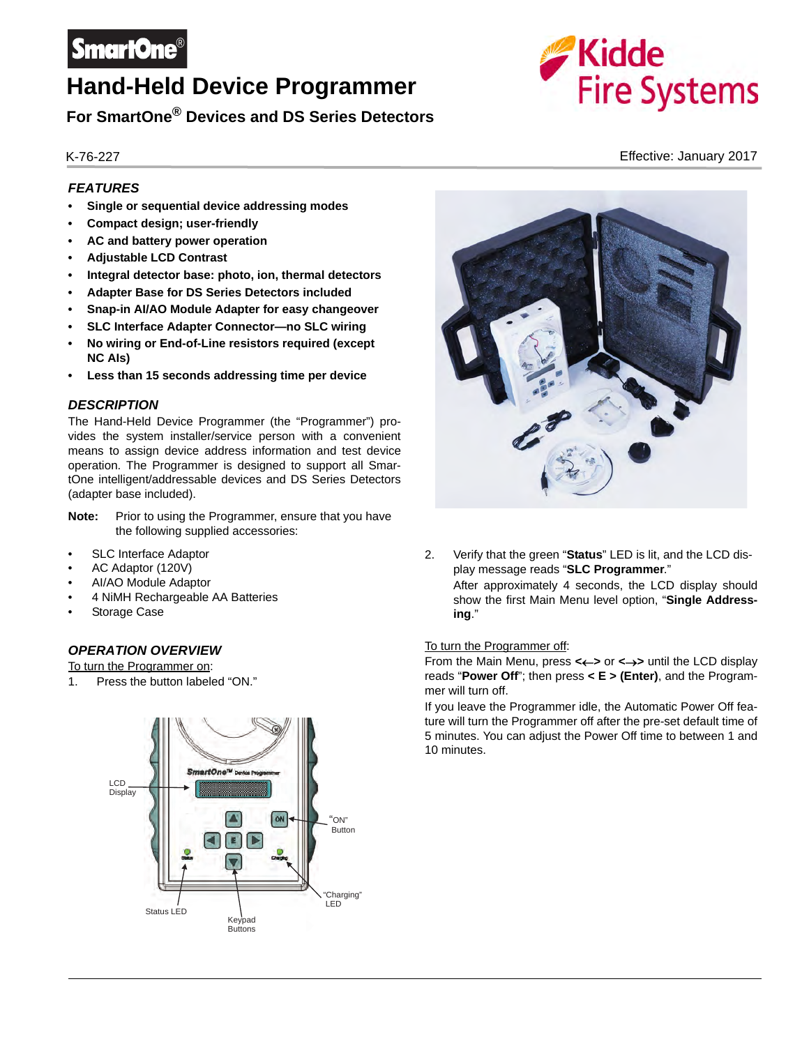# SmartOne®

# Hand-Held Device Programmer

## For SmartOne® Devices and DS Series Detectors

Kidde Fire Systems

K-76-227

Effective: January 2017

### *FEATURES*

- **Single or sequential device addressing modes**
- **Compact design; user-friendly**
- **AC and battery power operation**
- **Adjustable LCD Contrast**
- **Integral detector base: photo, ion, thermal detectors**
- **Adapter Base for DS Series Detectors included**
- **Snap-in AI/AO Module Adapter for easy changeover**
- **SLC Interface Adapter Connector—no SLC wiring**
- **No wiring or End-of-Line resistors required (except NC AIs)**
- **Less than 15 seconds addressing time per device**

### *DESCRIPTION*

The Hand-Held Device Programmer (the "Programmer") provides the system installer/service person with a convenient means to assign device address information and test device operation. The Programmer is designed to support all SmartOne intelligent/addressable devices and DS Series Detectors (adapter base included).

**Note:** Prior to using the Programmer, ensure that you have the following supplied accessories:

- SLC Interface Adaptor
- AC Adaptor (120V)
- AI/AO Module Adaptor
- 4 NiMH Rechargeable AA Batteries
- Storage Case

### *OPERATION OVERVIEW*

To turn the Programmer on:

1. Press the button labeled "ON."

LCD Display — "ON" Button — "Charging" LED — Status LED — Keypad Buttons

2. Verify that the green "**Status**" LED is lit, and the LCD display message reads "**SLC Programmer**."

   After approximately 4 seconds, the LCD display should show the first Main Menu level option, "**Single Addressing**."

To turn the Programmer off:

From the Main Menu, press **<←>** or **<→>** until the LCD display reads "**Power Off**"; then press **< E > (Enter)**, and the Programmer will turn off.

If you leave the Programmer idle, the Automatic Power Off feature will turn the Programmer off after the pre-set default time of 5 minutes. You can adjust the Power Off time to between 1 and 10 minutes.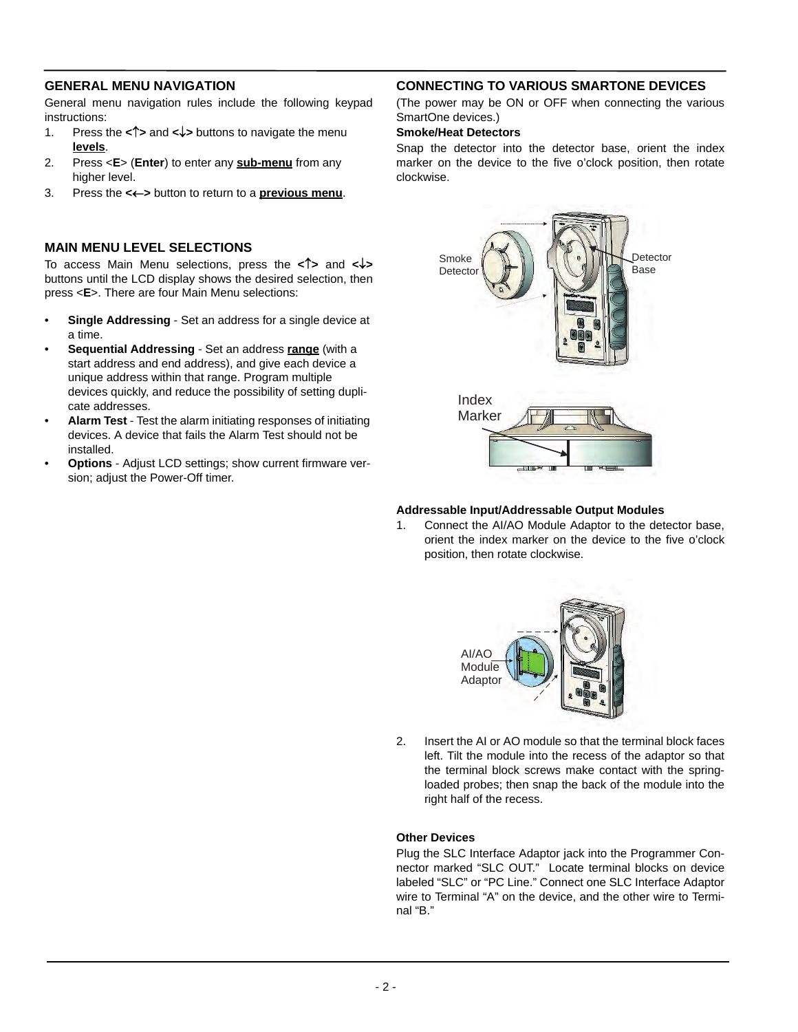## GENERAL MENU NAVIGATION

General menu navigation rules include the following keypad instructions:

1. Press the **<↑>** and **<↓>** buttons to navigate the menu **levels**.
2. Press <**E**> (**Enter**) to enter any **sub-menu** from any higher level.
3. Press the **<←>** button to return to a **previous menu**.

## MAIN MENU LEVEL SELECTIONS

To access Main Menu selections, press the **<↑>** and **<↓>** buttons until the LCD display shows the desired selection, then press <**E**>. There are four Main Menu selections:

- **Single Addressing** - Set an address for a single device at a time.
- **Sequential Addressing** - Set an address **range** (with a start address and end address), and give each device a unique address within that range. Program multiple devices quickly, and reduce the possibility of setting duplicate addresses.
- **Alarm Test** - Test the alarm initiating responses of initiating devices. A device that fails the Alarm Test should not be installed.
- **Options** - Adjust LCD settings; show current firmware version; adjust the Power-Off timer.

## CONNECTING TO VARIOUS SMARTONE DEVICES

(The power may be ON or OFF when connecting the various SmartOne devices.)

**Smoke/Heat Detectors**

Snap the detector into the detector base, orient the index marker on the device to the five o'clock position, then rotate clockwise.

Smoke Detector

Detector Base

Index Marker

**Addressable Input/Addressable Output Modules**

1. Connect the AI/AO Module Adaptor to the detector base, orient the index marker on the device to the five o'clock position, then rotate clockwise.

AI/AO Module Adaptor

2. Insert the AI or AO module so that the terminal block faces left. Tilt the module into the recess of the adaptor so that the terminal block screws make contact with the spring-loaded probes; then snap the back of the module into the right half of the recess.

**Other Devices**

Plug the SLC Interface Adaptor jack into the Programmer Connector marked "SLC OUT." Locate terminal blocks on device labeled "SLC" or "PC Line." Connect one SLC Interface Adaptor wire to Terminal "A" on the device, and the other wire to Terminal "B."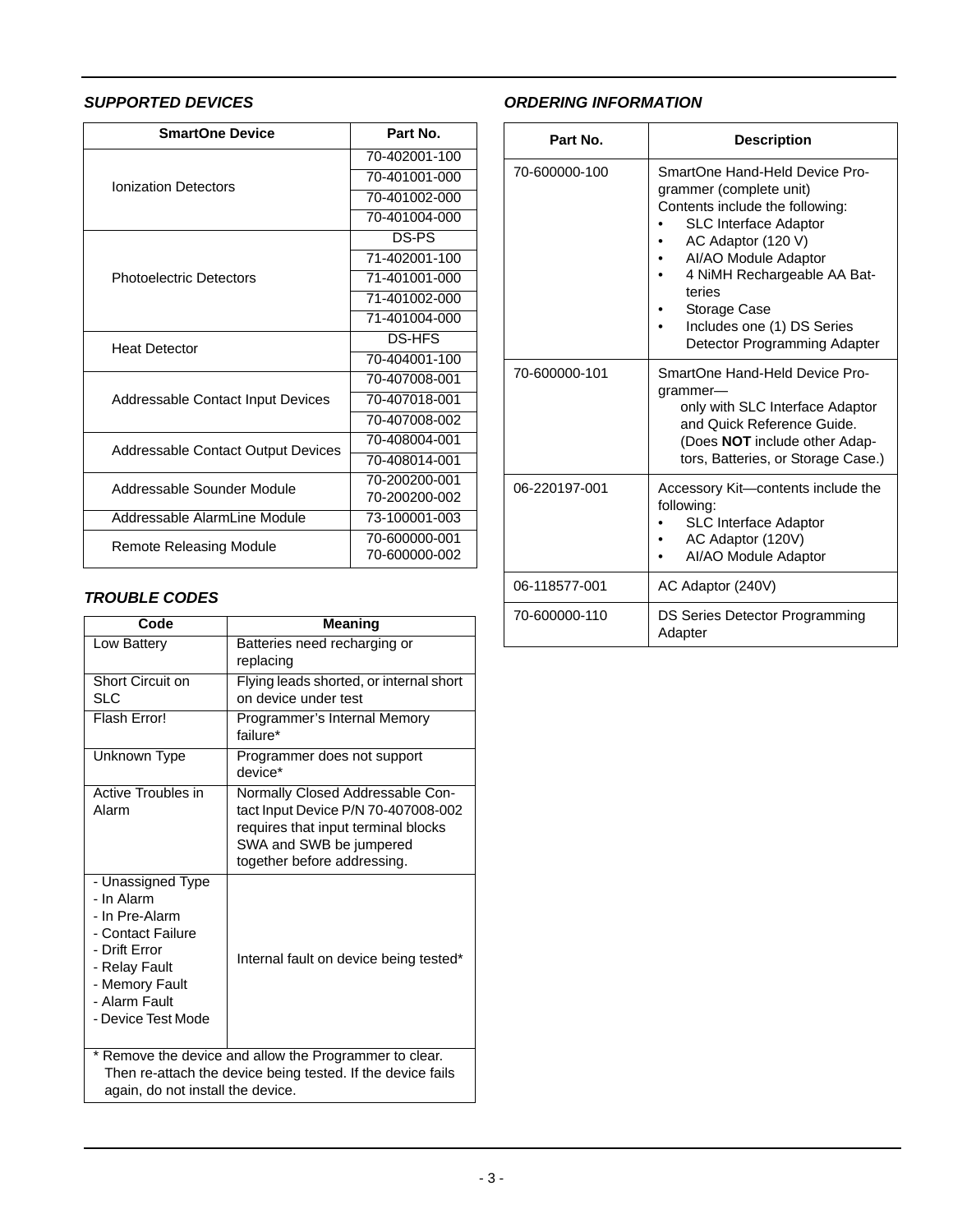### *SUPPORTED DEVICES*

| SmartOne Device | Part No. |
|---|---|
| Ionization Detectors | 70-402001-100 |
| | 70-401001-000 |
| | 70-401002-000 |
| | 70-401004-000 |
| Photoelectric Detectors | DS-PS |
| | 71-402001-100 |
| | 71-401001-000 |
| | 71-401002-000 |
| | 71-401004-000 |
| Heat Detector | DS-HFS |
| | 70-404001-100 |
| Addressable Contact Input Devices | 70-407008-001 |
| | 70-407018-001 |
| | 70-407008-002 |
| Addressable Contact Output Devices | 70-408004-001 |
| | 70-408014-001 |
| Addressable Sounder Module | 70-200200-001<br>70-200200-002 |
| Addressable AlarmLine Module | 73-100001-003 |
| Remote Releasing Module | 70-600000-001<br>70-600000-002 |

### *TROUBLE CODES*

| Code | Meaning |
|---|---|
| Low Battery | Batteries need recharging or replacing |
| Short Circuit on SLC | Flying leads shorted, or internal short on device under test |
| Flash Error! | Programmer's Internal Memory failure* |
| Unknown Type | Programmer does not support device* |
| Active Troubles in Alarm | Normally Closed Addressable Contact Input Device P/N 70-407008-002 requires that input terminal blocks SWA and SWB be jumpered together before addressing. |
| - Unassigned Type<br>- In Alarm<br>- In Pre-Alarm<br>- Contact Failure<br>- Drift Error<br>- Relay Fault<br>- Memory Fault<br>- Alarm Fault<br>- Device Test Mode | Internal fault on device being tested* |

\* Remove the device and allow the Programmer to clear. Then re-attach the device being tested. If the device fails again, do not install the device.

### *ORDERING INFORMATION*

| Part No. | Description |
|---|---|
| 70-600000-100 | SmartOne Hand-Held Device Programmer (complete unit)<br>Contents include the following:<br>• SLC Interface Adaptor<br>• AC Adaptor (120 V)<br>• AI/AO Module Adaptor<br>• 4 NiMH Rechargeable AA Batteries<br>• Storage Case<br>• Includes one (1) DS Series Detector Programming Adapter |
| 70-600000-101 | SmartOne Hand-Held Device Programmer—<br>only with SLC Interface Adaptor and Quick Reference Guide. (Does **NOT** include other Adaptors, Batteries, or Storage Case.) |
| 06-220197-001 | Accessory Kit—contents include the following:<br>• SLC Interface Adaptor<br>• AC Adaptor (120V)<br>• AI/AO Module Adaptor |
| 06-118577-001 | AC Adaptor (240V) |
| 70-600000-110 | DS Series Detector Programming Adapter |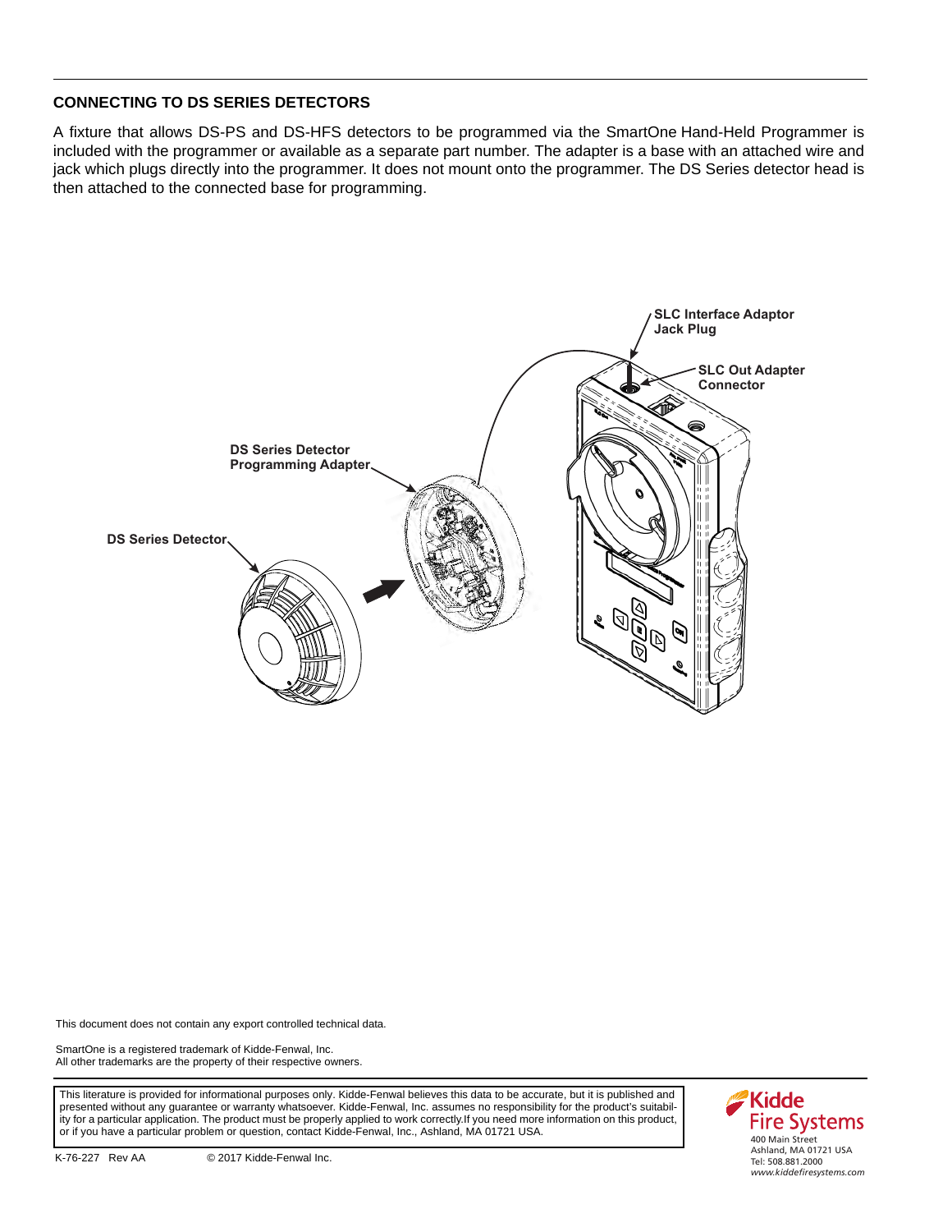## CONNECTING TO DS SERIES DETECTORS

A fixture that allows DS-PS and DS-HFS detectors to be programmed via the SmartOne Hand-Held Programmer is included with the programmer or available as a separate part number. The adapter is a base with an attached wire and jack which plugs directly into the programmer. It does not mount onto the programmer. The DS Series detector head is then attached to the connected base for programming.

SLC Interface Adaptor Jack Plug

SLC Out Adapter Connector

DS Series Detector Programming Adapter

DS Series Detector

This document does not contain any export controlled technical data.

SmartOne is a registered trademark of Kidde-Fenwal, Inc.
All other trademarks are the property of their respective owners.

This literature is provided for informational purposes only. Kidde-Fenwal believes this data to be accurate, but it is published and presented without any guarantee or warranty whatsoever. Kidde-Fenwal, Inc. assumes no responsibility for the product's suitability for a particular application. The product must be properly applied to work correctly.If you need more information on this product, or if you have a particular problem or question, contact Kidde-Fenwal, Inc., Ashland, MA 01721 USA.

K-76-227 Rev AA © 2017 Kidde-Fenwal Inc.

Kidde Fire Systems
400 Main Street
Ashland, MA 01721 USA
Tel: 508.881.2000
www.kiddefiresystems.com